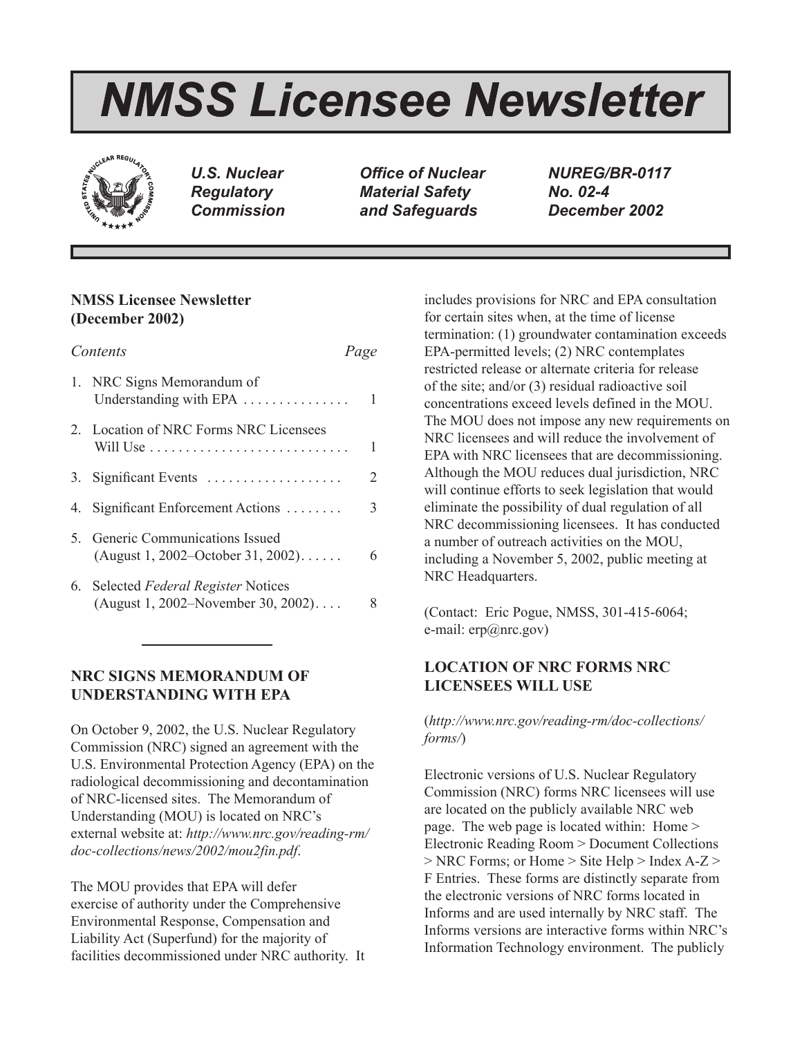# NMSS Licensee Newsletter

*U.S. Nuclear Regulatory Commission* | *Office of Nuclear Material Safety and Safeguards* | *NUREG/BR-0117 No. 02-4 December 2002*

## NMSS Licensee Newsletter (December 2002)

| *Contents* | *Page* |
|---|---|
| 1. NRC Signs Memorandum of Understanding with EPA | 1 |
| 2. Location of NRC Forms NRC Licensees Will Use | 1 |
| 3. Significant Events | 2 |
| 4. Significant Enforcement Actions | 3 |
| 5. Generic Communications Issued (August 1, 2002–October 31, 2002) | 6 |
| 6. Selected *Federal Register* Notices (August 1, 2002–November 30, 2002) | 8 |

## NRC SIGNS MEMORANDUM OF UNDERSTANDING WITH EPA

On October 9, 2002, the U.S. Nuclear Regulatory Commission (NRC) signed an agreement with the U.S. Environmental Protection Agency (EPA) on the radiological decommissioning and decontamination of NRC-licensed sites. The Memorandum of Understanding (MOU) is located on NRC's external website at: *http://www.nrc.gov/reading-rm/doc-collections/news/2002/mou2fin.pdf*.

The MOU provides that EPA will defer exercise of authority under the Comprehensive Environmental Response, Compensation and Liability Act (Superfund) for the majority of facilities decommissioned under NRC authority. It includes provisions for NRC and EPA consultation for certain sites when, at the time of license termination: (1) groundwater contamination exceeds EPA-permitted levels; (2) NRC contemplates restricted release or alternate criteria for release of the site; and/or (3) residual radioactive soil concentrations exceed levels defined in the MOU. The MOU does not impose any new requirements on NRC licensees and will reduce the involvement of EPA with NRC licensees that are decommissioning. Although the MOU reduces dual jurisdiction, NRC will continue efforts to seek legislation that would eliminate the possibility of dual regulation of all NRC decommissioning licensees. It has conducted a number of outreach activities on the MOU, including a November 5, 2002, public meeting at NRC Headquarters.

(Contact: Eric Pogue, NMSS, 301-415-6064; e-mail: erp@nrc.gov)

## LOCATION OF NRC FORMS NRC LICENSEES WILL USE

(*http://www.nrc.gov/reading-rm/doc-collections/forms/*)

Electronic versions of U.S. Nuclear Regulatory Commission (NRC) forms NRC licensees will use are located on the publicly available NRC web page. The web page is located within: Home > Electronic Reading Room > Document Collections > NRC Forms; or Home > Site Help > Index A-Z > F Entries. These forms are distinctly separate from the electronic versions of NRC forms located in Informs and are used internally by NRC staff. The Informs versions are interactive forms within NRC's Information Technology environment. The publicly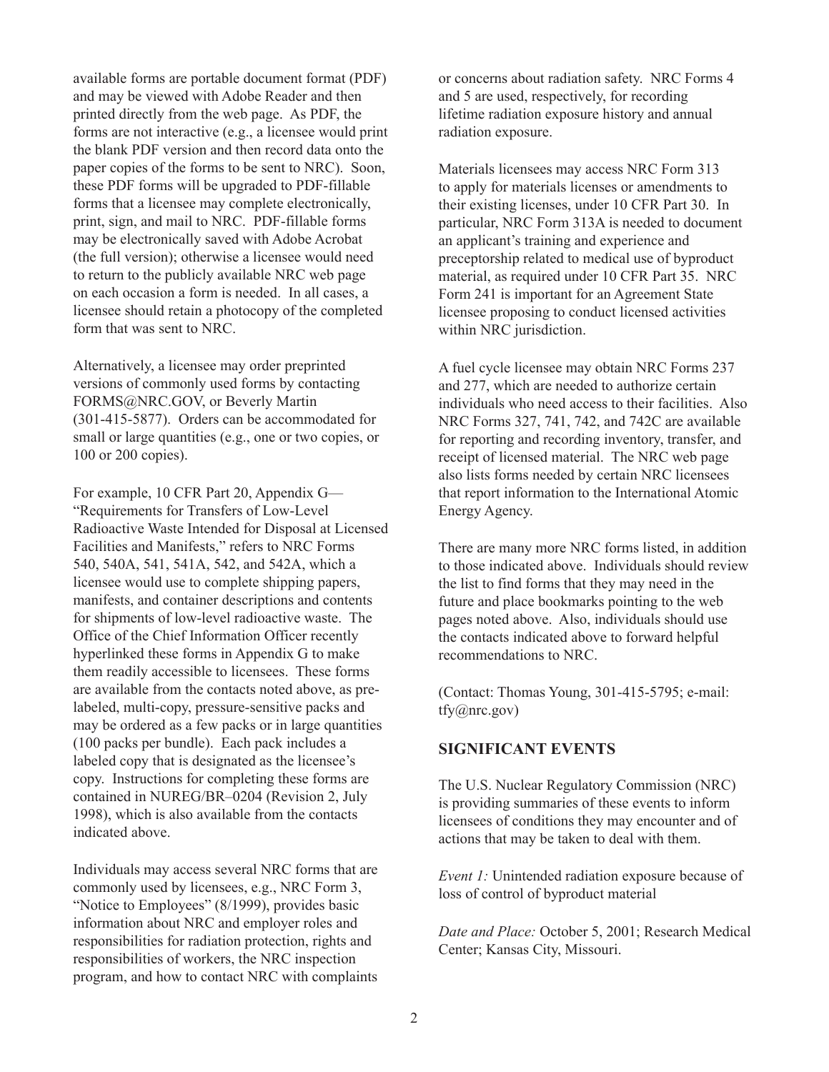available forms are portable document format (PDF) and may be viewed with Adobe Reader and then printed directly from the web page. As PDF, the forms are not interactive (e.g., a licensee would print the blank PDF version and then record data onto the paper copies of the forms to be sent to NRC). Soon, these PDF forms will be upgraded to PDF-fillable forms that a licensee may complete electronically, print, sign, and mail to NRC. PDF-fillable forms may be electronically saved with Adobe Acrobat (the full version); otherwise a licensee would need to return to the publicly available NRC web page on each occasion a form is needed. In all cases, a licensee should retain a photocopy of the completed form that was sent to NRC.

Alternatively, a licensee may order preprinted versions of commonly used forms by contacting FORMS@NRC.GOV, or Beverly Martin (301-415-5877). Orders can be accommodated for small or large quantities (e.g., one or two copies, or 100 or 200 copies).

For example, 10 CFR Part 20, Appendix G—"Requirements for Transfers of Low-Level Radioactive Waste Intended for Disposal at Licensed Facilities and Manifests," refers to NRC Forms 540, 540A, 541, 541A, 542, and 542A, which a licensee would use to complete shipping papers, manifests, and container descriptions and contents for shipments of low-level radioactive waste. The Office of the Chief Information Officer recently hyperlinked these forms in Appendix G to make them readily accessible to licensees. These forms are available from the contacts noted above, as pre-labeled, multi-copy, pressure-sensitive packs and may be ordered as a few packs or in large quantities (100 packs per bundle). Each pack includes a labeled copy that is designated as the licensee's copy. Instructions for completing these forms are contained in NUREG/BR–0204 (Revision 2, July 1998), which is also available from the contacts indicated above.

Individuals may access several NRC forms that are commonly used by licensees, e.g., NRC Form 3, "Notice to Employees" (8/1999), provides basic information about NRC and employer roles and responsibilities for radiation protection, rights and responsibilities of workers, the NRC inspection program, and how to contact NRC with complaints or concerns about radiation safety. NRC Forms 4 and 5 are used, respectively, for recording lifetime radiation exposure history and annual radiation exposure.

Materials licensees may access NRC Form 313 to apply for materials licenses or amendments to their existing licenses, under 10 CFR Part 30. In particular, NRC Form 313A is needed to document an applicant's training and experience and preceptorship related to medical use of byproduct material, as required under 10 CFR Part 35. NRC Form 241 is important for an Agreement State licensee proposing to conduct licensed activities within NRC jurisdiction.

A fuel cycle licensee may obtain NRC Forms 237 and 277, which are needed to authorize certain individuals who need access to their facilities. Also NRC Forms 327, 741, 742, and 742C are available for reporting and recording inventory, transfer, and receipt of licensed material. The NRC web page also lists forms needed by certain NRC licensees that report information to the International Atomic Energy Agency.

There are many more NRC forms listed, in addition to those indicated above. Individuals should review the list to find forms that they may need in the future and place bookmarks pointing to the web pages noted above. Also, individuals should use the contacts indicated above to forward helpful recommendations to NRC.

(Contact: Thomas Young, 301-415-5795; e-mail: tfy@nrc.gov)

## SIGNIFICANT EVENTS

The U.S. Nuclear Regulatory Commission (NRC) is providing summaries of these events to inform licensees of conditions they may encounter and of actions that may be taken to deal with them.

*Event 1:* Unintended radiation exposure because of loss of control of byproduct material

*Date and Place:* October 5, 2001; Research Medical Center; Kansas City, Missouri.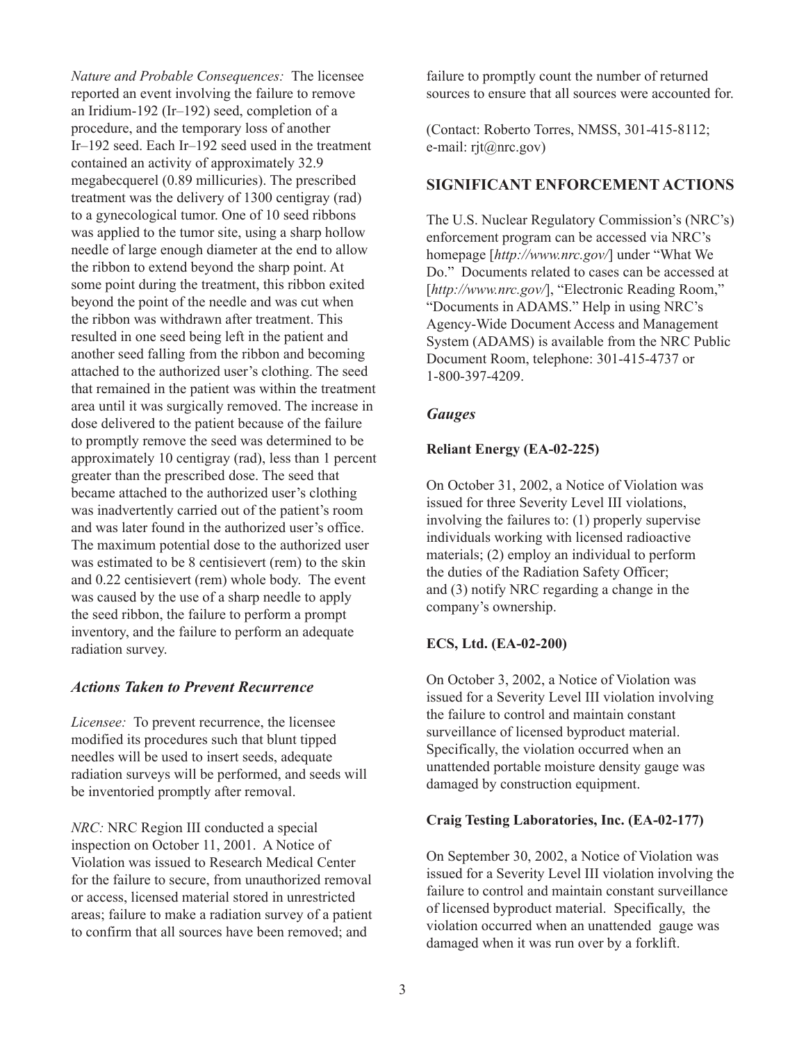*Nature and Probable Consequences:* The licensee reported an event involving the failure to remove an Iridium-192 (Ir–192) seed, completion of a procedure, and the temporary loss of another Ir–192 seed. Each Ir–192 seed used in the treatment contained an activity of approximately 32.9 megabecquerel (0.89 millicuries). The prescribed treatment was the delivery of 1300 centigray (rad) to a gynecological tumor. One of 10 seed ribbons was applied to the tumor site, using a sharp hollow needle of large enough diameter at the end to allow the ribbon to extend beyond the sharp point. At some point during the treatment, this ribbon exited beyond the point of the needle and was cut when the ribbon was withdrawn after treatment. This resulted in one seed being left in the patient and another seed falling from the ribbon and becoming attached to the authorized user's clothing. The seed that remained in the patient was within the treatment area until it was surgically removed. The increase in dose delivered to the patient because of the failure to promptly remove the seed was determined to be approximately 10 centigray (rad), less than 1 percent greater than the prescribed dose. The seed that became attached to the authorized user's clothing was inadvertently carried out of the patient's room and was later found in the authorized user's office. The maximum potential dose to the authorized user was estimated to be 8 centisievert (rem) to the skin and 0.22 centisievert (rem) whole body. The event was caused by the use of a sharp needle to apply the seed ribbon, the failure to perform a prompt inventory, and the failure to perform an adequate radiation survey.

### *Actions Taken to Prevent Recurrence*

*Licensee:* To prevent recurrence, the licensee modified its procedures such that blunt tipped needles will be used to insert seeds, adequate radiation surveys will be performed, and seeds will be inventoried promptly after removal.

*NRC:* NRC Region III conducted a special inspection on October 11, 2001. A Notice of Violation was issued to Research Medical Center for the failure to secure, from unauthorized removal or access, licensed material stored in unrestricted areas; failure to make a radiation survey of a patient to confirm that all sources have been removed; and failure to promptly count the number of returned sources to ensure that all sources were accounted for.

(Contact: Roberto Torres, NMSS, 301-415-8112; e-mail: rjt@nrc.gov)

## SIGNIFICANT ENFORCEMENT ACTIONS

The U.S. Nuclear Regulatory Commission's (NRC's) enforcement program can be accessed via NRC's homepage [*http://www.nrc.gov/*] under "What We Do." Documents related to cases can be accessed at [*http://www.nrc.gov/*], "Electronic Reading Room," "Documents in ADAMS." Help in using NRC's Agency-Wide Document Access and Management System (ADAMS) is available from the NRC Public Document Room, telephone: 301-415-4737 or 1-800-397-4209.

### *Gauges*

#### Reliant Energy (EA-02-225)

On October 31, 2002, a Notice of Violation was issued for three Severity Level III violations, involving the failures to: (1) properly supervise individuals working with licensed radioactive materials; (2) employ an individual to perform the duties of the Radiation Safety Officer; and (3) notify NRC regarding a change in the company's ownership.

#### ECS, Ltd. (EA-02-200)

On October 3, 2002, a Notice of Violation was issued for a Severity Level III violation involving the failure to control and maintain constant surveillance of licensed byproduct material. Specifically, the violation occurred when an unattended portable moisture density gauge was damaged by construction equipment.

#### Craig Testing Laboratories, Inc. (EA-02-177)

On September 30, 2002, a Notice of Violation was issued for a Severity Level III violation involving the failure to control and maintain constant surveillance of licensed byproduct material. Specifically, the violation occurred when an unattended gauge was damaged when it was run over by a forklift.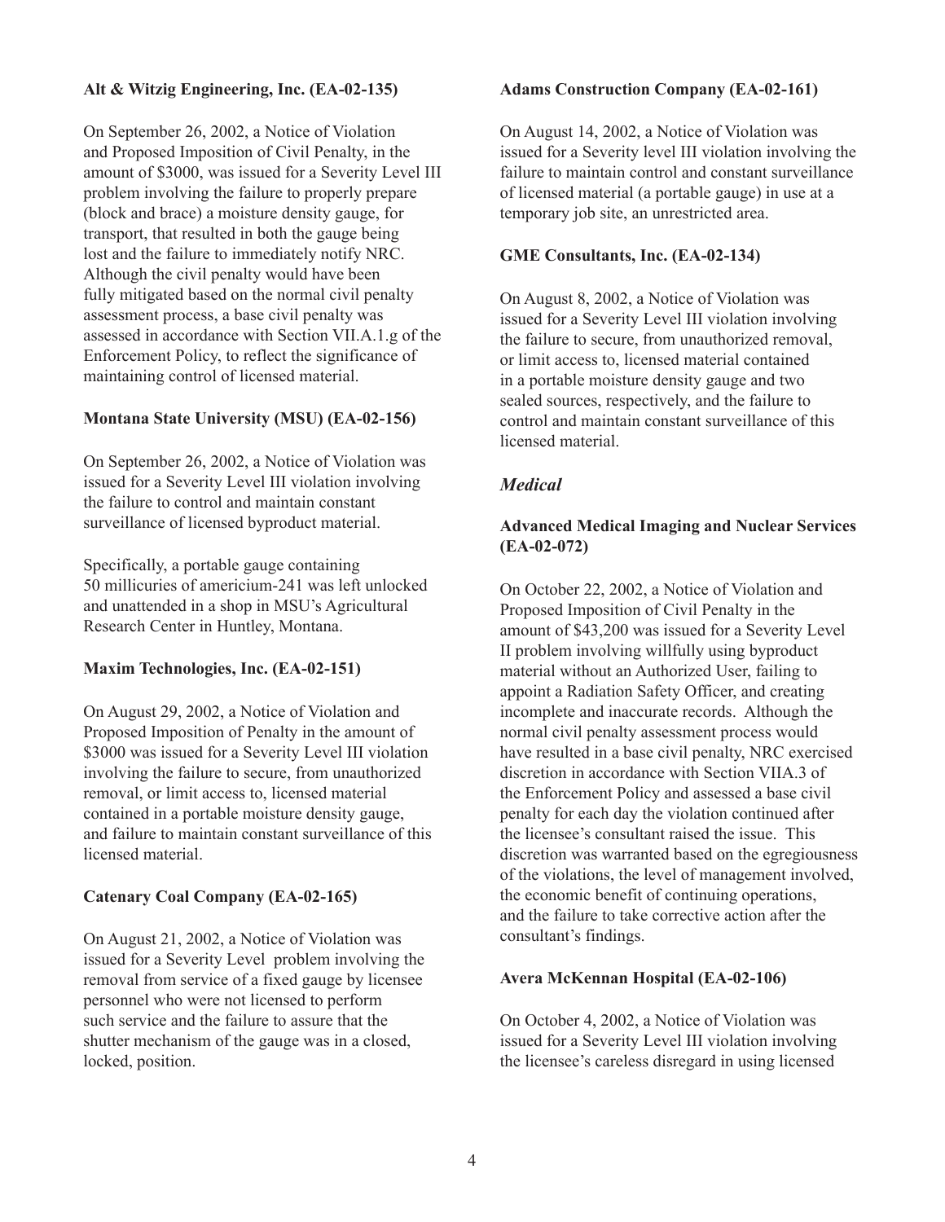**Alt & Witzig Engineering, Inc. (EA-02-135)**

On September 26, 2002, a Notice of Violation and Proposed Imposition of Civil Penalty, in the amount of $3000, was issued for a Severity Level III problem involving the failure to properly prepare (block and brace) a moisture density gauge, for transport, that resulted in both the gauge being lost and the failure to immediately notify NRC. Although the civil penalty would have been fully mitigated based on the normal civil penalty assessment process, a base civil penalty was assessed in accordance with Section VII.A.1.g of the Enforcement Policy, to reflect the significance of maintaining control of licensed material.

**Montana State University (MSU) (EA-02-156)**

On September 26, 2002, a Notice of Violation was issued for a Severity Level III violation involving the failure to control and maintain constant surveillance of licensed byproduct material.

Specifically, a portable gauge containing 50 millicuries of americium-241 was left unlocked and unattended in a shop in MSU's Agricultural Research Center in Huntley, Montana.

**Maxim Technologies, Inc. (EA-02-151)**

On August 29, 2002, a Notice of Violation and Proposed Imposition of Penalty in the amount of $3000 was issued for a Severity Level III violation involving the failure to secure, from unauthorized removal, or limit access to, licensed material contained in a portable moisture density gauge, and failure to maintain constant surveillance of this licensed material.

**Catenary Coal Company (EA-02-165)**

On August 21, 2002, a Notice of Violation was issued for a Severity Level  problem involving the removal from service of a fixed gauge by licensee personnel who were not licensed to perform such service and the failure to assure that the shutter mechanism of the gauge was in a closed, locked, position.

**Adams Construction Company (EA-02-161)**

On August 14, 2002, a Notice of Violation was issued for a Severity level III violation involving the failure to maintain control and constant surveillance of licensed material (a portable gauge) in use at a temporary job site, an unrestricted area.

**GME Consultants, Inc. (EA-02-134)**

On August 8, 2002, a Notice of Violation was issued for a Severity Level III violation involving the failure to secure, from unauthorized removal, or limit access to, licensed material contained in a portable moisture density gauge and two sealed sources, respectively, and the failure to control and maintain constant surveillance of this licensed material.

### *Medical*

**Advanced Medical Imaging and Nuclear Services (EA-02-072)**

On October 22, 2002, a Notice of Violation and Proposed Imposition of Civil Penalty in the amount of $43,200 was issued for a Severity Level II problem involving willfully using byproduct material without an Authorized User, failing to appoint a Radiation Safety Officer, and creating incomplete and inaccurate records. Although the normal civil penalty assessment process would have resulted in a base civil penalty, NRC exercised discretion in accordance with Section VIIA.3 of the Enforcement Policy and assessed a base civil penalty for each day the violation continued after the licensee's consultant raised the issue. This discretion was warranted based on the egregiousness of the violations, the level of management involved, the economic benefit of continuing operations, and the failure to take corrective action after the consultant's findings.

**Avera McKennan Hospital (EA-02-106)**

On October 4, 2002, a Notice of Violation was issued for a Severity Level III violation involving the licensee's careless disregard in using licensed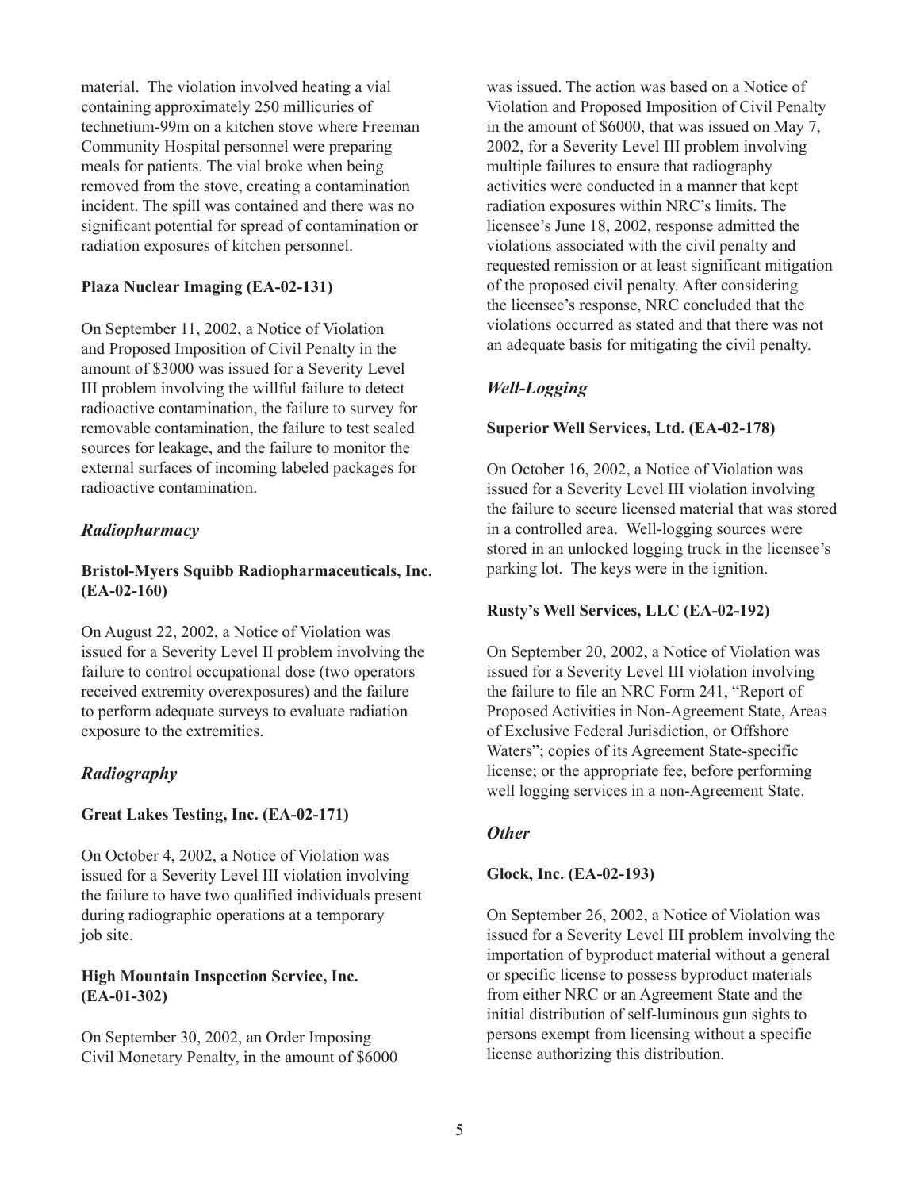material. The violation involved heating a vial containing approximately 250 millicuries of technetium-99m on a kitchen stove where Freeman Community Hospital personnel were preparing meals for patients. The vial broke when being removed from the stove, creating a contamination incident. The spill was contained and there was no significant potential for spread of contamination or radiation exposures of kitchen personnel.

**Plaza Nuclear Imaging (EA-02-131)**

On September 11, 2002, a Notice of Violation and Proposed Imposition of Civil Penalty in the amount of $3000 was issued for a Severity Level III problem involving the willful failure to detect radioactive contamination, the failure to survey for removable contamination, the failure to test sealed sources for leakage, and the failure to monitor the external surfaces of incoming labeled packages for radioactive contamination.

### *Radiopharmacy*

**Bristol-Myers Squibb Radiopharmaceuticals, Inc. (EA-02-160)**

On August 22, 2002, a Notice of Violation was issued for a Severity Level II problem involving the failure to control occupational dose (two operators received extremity overexposures) and the failure to perform adequate surveys to evaluate radiation exposure to the extremities.

### *Radiography*

**Great Lakes Testing, Inc. (EA-02-171)**

On October 4, 2002, a Notice of Violation was issued for a Severity Level III violation involving the failure to have two qualified individuals present during radiographic operations at a temporary job site.

**High Mountain Inspection Service, Inc. (EA-01-302)**

On September 30, 2002, an Order Imposing Civil Monetary Penalty, in the amount of $6000 was issued. The action was based on a Notice of Violation and Proposed Imposition of Civil Penalty in the amount of $6000, that was issued on May 7, 2002, for a Severity Level III problem involving multiple failures to ensure that radiography activities were conducted in a manner that kept radiation exposures within NRC's limits. The licensee's June 18, 2002, response admitted the violations associated with the civil penalty and requested remission or at least significant mitigation of the proposed civil penalty. After considering the licensee's response, NRC concluded that the violations occurred as stated and that there was not an adequate basis for mitigating the civil penalty.

### *Well-Logging*

**Superior Well Services, Ltd. (EA-02-178)**

On October 16, 2002, a Notice of Violation was issued for a Severity Level III violation involving the failure to secure licensed material that was stored in a controlled area. Well-logging sources were stored in an unlocked logging truck in the licensee's parking lot. The keys were in the ignition.

**Rusty's Well Services, LLC (EA-02-192)**

On September 20, 2002, a Notice of Violation was issued for a Severity Level III violation involving the failure to file an NRC Form 241, "Report of Proposed Activities in Non-Agreement State, Areas of Exclusive Federal Jurisdiction, or Offshore Waters"; copies of its Agreement State-specific license; or the appropriate fee, before performing well logging services in a non-Agreement State.

### *Other*

**Glock, Inc. (EA-02-193)**

On September 26, 2002, a Notice of Violation was issued for a Severity Level III problem involving the importation of byproduct material without a general or specific license to possess byproduct materials from either NRC or an Agreement State and the initial distribution of self-luminous gun sights to persons exempt from licensing without a specific license authorizing this distribution.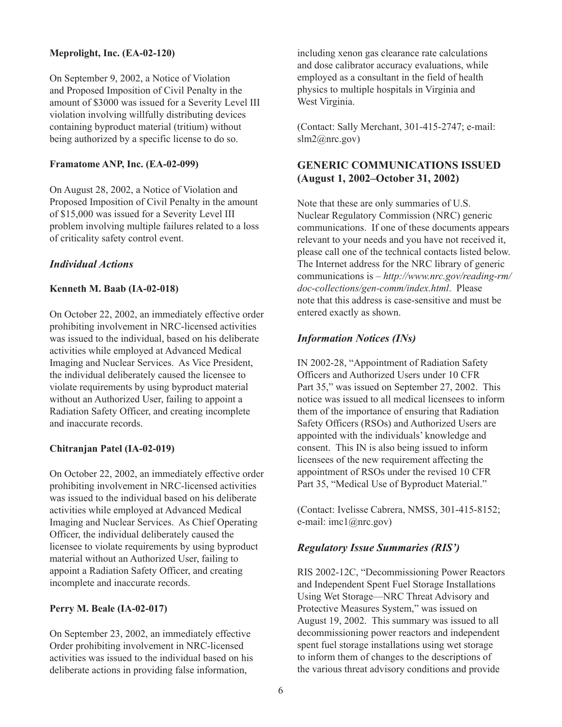**Meprolight, Inc. (EA-02-120)**

On September 9, 2002, a Notice of Violation and Proposed Imposition of Civil Penalty in the amount of $3000 was issued for a Severity Level III violation involving willfully distributing devices containing byproduct material (tritium) without being authorized by a specific license to do so.

**Framatome ANP, Inc. (EA-02-099)**

On August 28, 2002, a Notice of Violation and Proposed Imposition of Civil Penalty in the amount of $15,000 was issued for a Severity Level III problem involving multiple failures related to a loss of criticality safety control event.

### *Individual Actions*

**Kenneth M. Baab (IA-02-018)**

On October 22, 2002, an immediately effective order prohibiting involvement in NRC-licensed activities was issued to the individual, based on his deliberate activities while employed at Advanced Medical Imaging and Nuclear Services. As Vice President, the individual deliberately caused the licensee to violate requirements by using byproduct material without an Authorized User, failing to appoint a Radiation Safety Officer, and creating incomplete and inaccurate records.

**Chitranjan Patel (IA-02-019)**

On October 22, 2002, an immediately effective order prohibiting involvement in NRC-licensed activities was issued to the individual based on his deliberate activities while employed at Advanced Medical Imaging and Nuclear Services. As Chief Operating Officer, the individual deliberately caused the licensee to violate requirements by using byproduct material without an Authorized User, failing to appoint a Radiation Safety Officer, and creating incomplete and inaccurate records.

**Perry M. Beale (IA-02-017)**

On September 23, 2002, an immediately effective Order prohibiting involvement in NRC-licensed activities was issued to the individual based on his deliberate actions in providing false information, including xenon gas clearance rate calculations and dose calibrator accuracy evaluations, while employed as a consultant in the field of health physics to multiple hospitals in Virginia and West Virginia.

(Contact: Sally Merchant, 301-415-2747; e-mail: slm2@nrc.gov)

## GENERIC COMMUNICATIONS ISSUED (August 1, 2002–October 31, 2002)

Note that these are only summaries of U.S. Nuclear Regulatory Commission (NRC) generic communications. If one of these documents appears relevant to your needs and you have not received it, please call one of the technical contacts listed below. The Internet address for the NRC library of generic communications is – *http://www.nrc.gov/reading-rm/doc-collections/gen-comm/index.html*. Please note that this address is case-sensitive and must be entered exactly as shown.

### *Information Notices (INs)*

IN 2002-28, "Appointment of Radiation Safety Officers and Authorized Users under 10 CFR Part 35," was issued on September 27, 2002. This notice was issued to all medical licensees to inform them of the importance of ensuring that Radiation Safety Officers (RSOs) and Authorized Users are appointed with the individuals' knowledge and consent. This IN is also being issued to inform licensees of the new requirement affecting the appointment of RSOs under the revised 10 CFR Part 35, "Medical Use of Byproduct Material."

(Contact: Ivelisse Cabrera, NMSS, 301-415-8152; e-mail: imc1@nrc.gov)

### *Regulatory Issue Summaries (RIS')*

RIS 2002-12C, "Decommissioning Power Reactors and Independent Spent Fuel Storage Installations Using Wet Storage—NRC Threat Advisory and Protective Measures System," was issued on August 19, 2002. This summary was issued to all decommissioning power reactors and independent spent fuel storage installations using wet storage to inform them of changes to the descriptions of the various threat advisory conditions and provide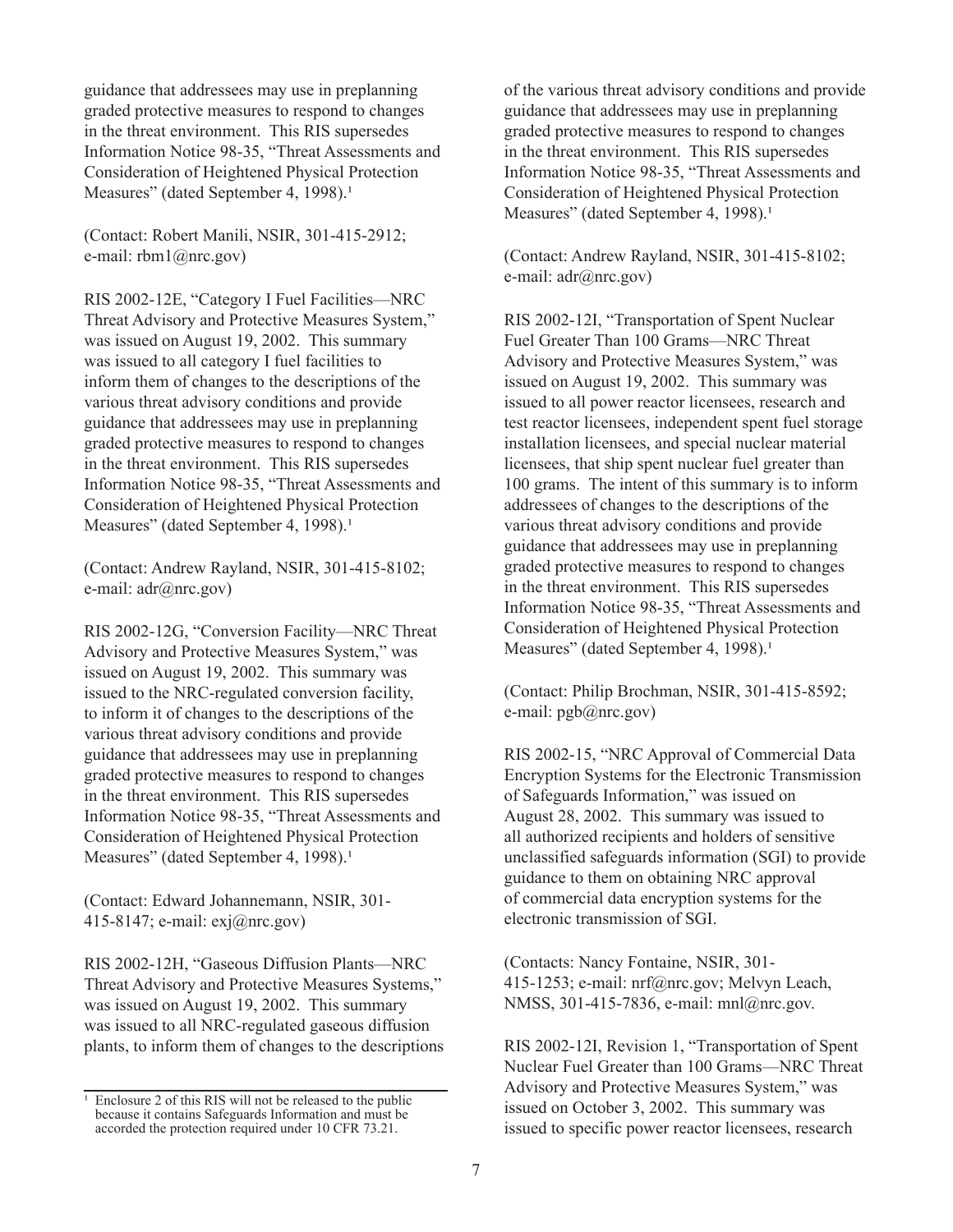guidance that addressees may use in preplanning graded protective measures to respond to changes in the threat environment. This RIS supersedes Information Notice 98-35, "Threat Assessments and Consideration of Heightened Physical Protection Measures" (dated September 4, 1998).[1]

(Contact: Robert Manili, NSIR, 301-415-2912; e-mail: rbm1@nrc.gov)

RIS 2002-12E, "Category I Fuel Facilities—NRC Threat Advisory and Protective Measures System," was issued on August 19, 2002. This summary was issued to all category I fuel facilities to inform them of changes to the descriptions of the various threat advisory conditions and provide guidance that addressees may use in preplanning graded protective measures to respond to changes in the threat environment. This RIS supersedes Information Notice 98-35, "Threat Assessments and Consideration of Heightened Physical Protection Measures" (dated September 4, 1998).[1]

(Contact: Andrew Rayland, NSIR, 301-415-8102; e-mail: adr@nrc.gov)

RIS 2002-12G, "Conversion Facility—NRC Threat Advisory and Protective Measures System," was issued on August 19, 2002. This summary was issued to the NRC-regulated conversion facility, to inform it of changes to the descriptions of the various threat advisory conditions and provide guidance that addressees may use in preplanning graded protective measures to respond to changes in the threat environment. This RIS supersedes Information Notice 98-35, "Threat Assessments and Consideration of Heightened Physical Protection Measures" (dated September 4, 1998).[1]

(Contact: Edward Johannemann, NSIR, 301-415-8147; e-mail: exj@nrc.gov)

RIS 2002-12H, "Gaseous Diffusion Plants—NRC Threat Advisory and Protective Measures Systems," was issued on August 19, 2002. This summary was issued to all NRC-regulated gaseous diffusion plants, to inform them of changes to the descriptions of the various threat advisory conditions and provide guidance that addressees may use in preplanning graded protective measures to respond to changes in the threat environment. This RIS supersedes Information Notice 98-35, "Threat Assessments and Consideration of Heightened Physical Protection Measures" (dated September 4, 1998).[1]

(Contact: Andrew Rayland, NSIR, 301-415-8102; e-mail: adr@nrc.gov)

RIS 2002-12I, "Transportation of Spent Nuclear Fuel Greater Than 100 Grams—NRC Threat Advisory and Protective Measures System," was issued on August 19, 2002. This summary was issued to all power reactor licensees, research and test reactor licensees, independent spent fuel storage installation licensees, and special nuclear material licensees, that ship spent nuclear fuel greater than 100 grams. The intent of this summary is to inform addressees of changes to the descriptions of the various threat advisory conditions and provide guidance that addressees may use in preplanning graded protective measures to respond to changes in the threat environment. This RIS supersedes Information Notice 98-35, "Threat Assessments and Consideration of Heightened Physical Protection Measures" (dated September 4, 1998).[1]

(Contact: Philip Brochman, NSIR, 301-415-8592; e-mail: pgb@nrc.gov)

RIS 2002-15, "NRC Approval of Commercial Data Encryption Systems for the Electronic Transmission of Safeguards Information," was issued on August 28, 2002. This summary was issued to all authorized recipients and holders of sensitive unclassified safeguards information (SGI) to provide guidance to them on obtaining NRC approval of commercial data encryption systems for the electronic transmission of SGI.

(Contacts: Nancy Fontaine, NSIR, 301-415-1253; e-mail: nrf@nrc.gov; Melvyn Leach, NMSS, 301-415-7836, e-mail: mnl@nrc.gov.

RIS 2002-12I, Revision 1, "Transportation of Spent Nuclear Fuel Greater than 100 Grams—NRC Threat Advisory and Protective Measures System," was issued on October 3, 2002. This summary was issued to specific power reactor licensees, research

---

[1] Enclosure 2 of this RIS will not be released to the public because it contains Safeguards Information and must be accorded the protection required under 10 CFR 73.21.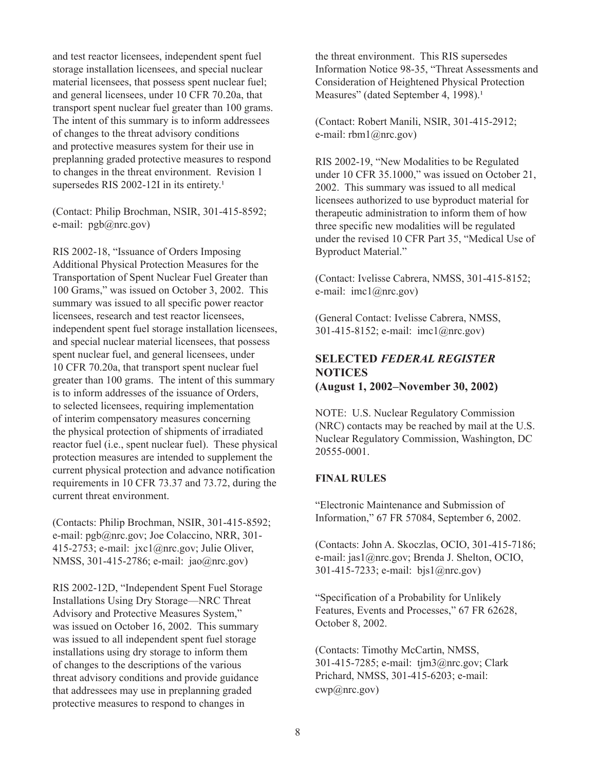and test reactor licensees, independent spent fuel storage installation licensees, and special nuclear material licensees, that possess spent nuclear fuel; and general licensees, under 10 CFR 70.20a, that transport spent nuclear fuel greater than 100 grams. The intent of this summary is to inform addressees of changes to the threat advisory conditions and protective measures system for their use in preplanning graded protective measures to respond to changes in the threat environment. Revision 1 supersedes RIS 2002-12I in its entirety.[1]

(Contact: Philip Brochman, NSIR, 301-415-8592; e-mail: pgb@nrc.gov)

RIS 2002-18, "Issuance of Orders Imposing Additional Physical Protection Measures for the Transportation of Spent Nuclear Fuel Greater than 100 Grams," was issued on October 3, 2002. This summary was issued to all specific power reactor licensees, research and test reactor licensees, independent spent fuel storage installation licensees, and special nuclear material licensees, that possess spent nuclear fuel, and general licensees, under 10 CFR 70.20a, that transport spent nuclear fuel greater than 100 grams. The intent of this summary is to inform addresses of the issuance of Orders, to selected licensees, requiring implementation of interim compensatory measures concerning the physical protection of shipments of irradiated reactor fuel (i.e., spent nuclear fuel). These physical protection measures are intended to supplement the current physical protection and advance notification requirements in 10 CFR 73.37 and 73.72, during the current threat environment.

(Contacts: Philip Brochman, NSIR, 301-415-8592; e-mail: pgb@nrc.gov; Joe Colaccino, NRR, 301-415-2753; e-mail: jxc1@nrc.gov; Julie Oliver, NMSS, 301-415-2786; e-mail: jao@nrc.gov)

RIS 2002-12D, "Independent Spent Fuel Storage Installations Using Dry Storage—NRC Threat Advisory and Protective Measures System," was issued on October 16, 2002. This summary was issued to all independent spent fuel storage installations using dry storage to inform them of changes to the descriptions of the various threat advisory conditions and provide guidance that addressees may use in preplanning graded protective measures to respond to changes in the threat environment. This RIS supersedes Information Notice 98-35, "Threat Assessments and Consideration of Heightened Physical Protection Measures" (dated September 4, 1998).[1]

(Contact: Robert Manili, NSIR, 301-415-2912; e-mail: rbm1@nrc.gov)

RIS 2002-19, "New Modalities to be Regulated under 10 CFR 35.1000," was issued on October 21, 2002. This summary was issued to all medical licensees authorized to use byproduct material for therapeutic administration to inform them of how three specific new modalities will be regulated under the revised 10 CFR Part 35, "Medical Use of Byproduct Material."

(Contact: Ivelisse Cabrera, NMSS, 301-415-8152; e-mail: imc1@nrc.gov)

(General Contact: Ivelisse Cabrera, NMSS, 301-415-8152; e-mail: imc1@nrc.gov)

## SELECTED *FEDERAL REGISTER* NOTICES (August 1, 2002–November 30, 2002)

NOTE: U.S. Nuclear Regulatory Commission (NRC) contacts may be reached by mail at the U.S. Nuclear Regulatory Commission, Washington, DC 20555-0001.

### FINAL RULES

"Electronic Maintenance and Submission of Information," 67 FR 57084, September 6, 2002.

(Contacts: John A. Skoczlas, OCIO, 301-415-7186; e-mail: jas1@nrc.gov; Brenda J. Shelton, OCIO, 301-415-7233; e-mail: bjs1@nrc.gov)

"Specification of a Probability for Unlikely Features, Events and Processes," 67 FR 62628, October 8, 2002.

(Contacts: Timothy McCartin, NMSS, 301-415-7285; e-mail: tjm3@nrc.gov; Clark Prichard, NMSS, 301-415-6203; e-mail: cwp@nrc.gov)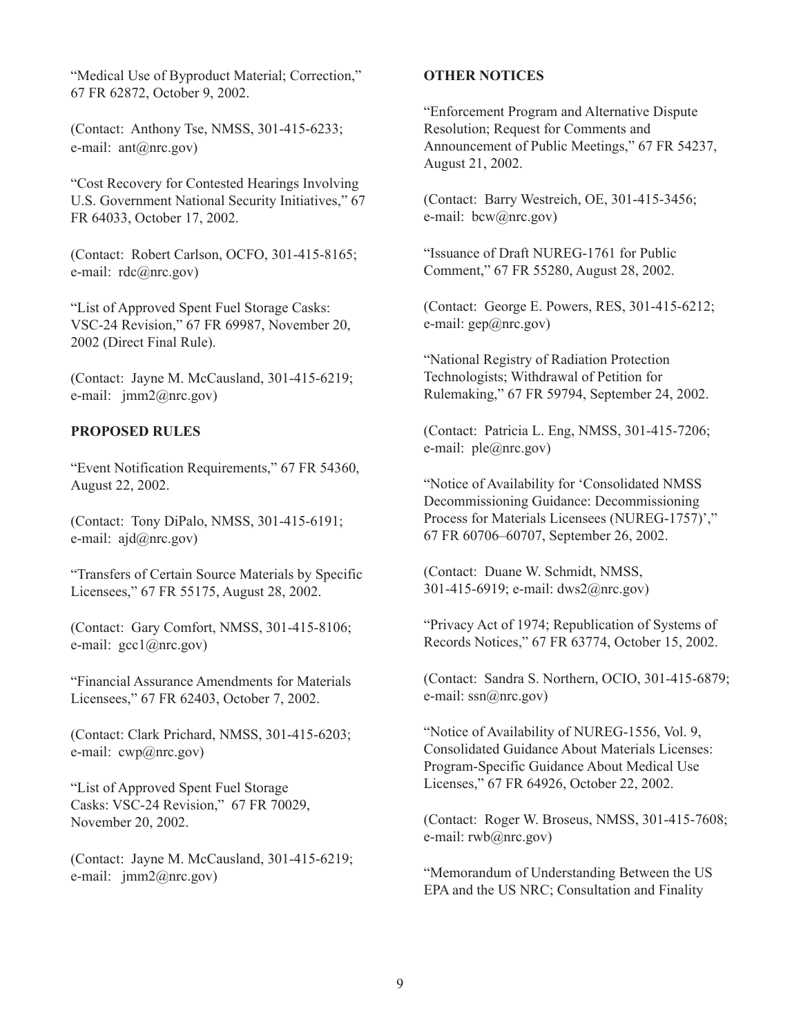"Medical Use of Byproduct Material; Correction," 67 FR 62872, October 9, 2002.

(Contact: Anthony Tse, NMSS, 301-415-6233; e-mail: ant@nrc.gov)

"Cost Recovery for Contested Hearings Involving U.S. Government National Security Initiatives," 67 FR 64033, October 17, 2002.

(Contact: Robert Carlson, OCFO, 301-415-8165; e-mail: rdc@nrc.gov)

"List of Approved Spent Fuel Storage Casks: VSC-24 Revision," 67 FR 69987, November 20, 2002 (Direct Final Rule).

(Contact: Jayne M. McCausland, 301-415-6219; e-mail: jmm2@nrc.gov)

**PROPOSED RULES**

"Event Notification Requirements," 67 FR 54360, August 22, 2002.

(Contact: Tony DiPalo, NMSS, 301-415-6191; e-mail: ajd@nrc.gov)

"Transfers of Certain Source Materials by Specific Licensees," 67 FR 55175, August 28, 2002.

(Contact: Gary Comfort, NMSS, 301-415-8106; e-mail: gcc1@nrc.gov)

"Financial Assurance Amendments for Materials Licensees," 67 FR 62403, October 7, 2002.

(Contact: Clark Prichard, NMSS, 301-415-6203; e-mail: cwp@nrc.gov)

"List of Approved Spent Fuel Storage Casks: VSC-24 Revision," 67 FR 70029, November 20, 2002.

(Contact: Jayne M. McCausland, 301-415-6219; e-mail: jmm2@nrc.gov)

**OTHER NOTICES**

"Enforcement Program and Alternative Dispute Resolution; Request for Comments and Announcement of Public Meetings," 67 FR 54237, August 21, 2002.

(Contact: Barry Westreich, OE, 301-415-3456; e-mail: bcw@nrc.gov)

"Issuance of Draft NUREG-1761 for Public Comment," 67 FR 55280, August 28, 2002.

(Contact: George E. Powers, RES, 301-415-6212; e-mail: gep@nrc.gov)

"National Registry of Radiation Protection Technologists; Withdrawal of Petition for Rulemaking," 67 FR 59794, September 24, 2002.

(Contact: Patricia L. Eng, NMSS, 301-415-7206; e-mail: ple@nrc.gov)

"Notice of Availability for 'Consolidated NMSS Decommissioning Guidance: Decommissioning Process for Materials Licensees (NUREG-1757)'," 67 FR 60706–60707, September 26, 2002.

(Contact: Duane W. Schmidt, NMSS, 301-415-6919; e-mail: dws2@nrc.gov)

"Privacy Act of 1974; Republication of Systems of Records Notices," 67 FR 63774, October 15, 2002.

(Contact: Sandra S. Northern, OCIO, 301-415-6879; e-mail: ssn@nrc.gov)

"Notice of Availability of NUREG-1556, Vol. 9, Consolidated Guidance About Materials Licenses: Program-Specific Guidance About Medical Use Licenses," 67 FR 64926, October 22, 2002.

(Contact: Roger W. Broseus, NMSS, 301-415-7608; e-mail: rwb@nrc.gov)

"Memorandum of Understanding Between the US EPA and the US NRC; Consultation and Finality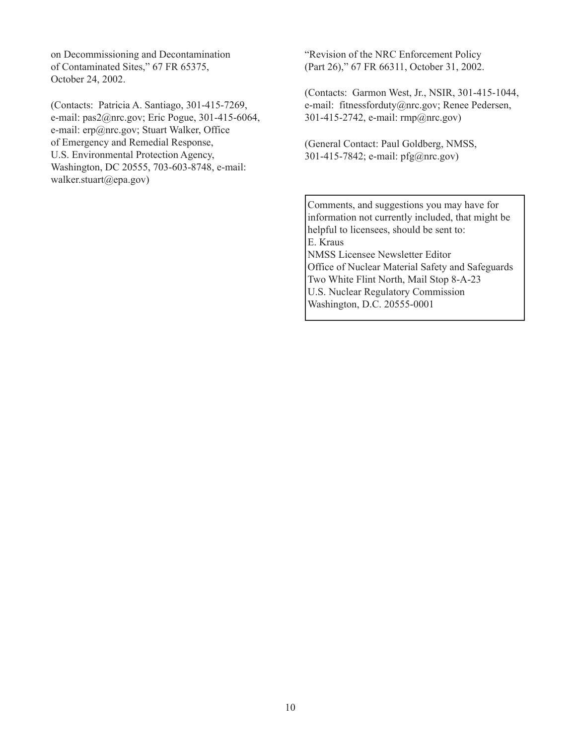on Decommissioning and Decontamination of Contaminated Sites," 67 FR 65375, October 24, 2002.

(Contacts: Patricia A. Santiago, 301-415-7269, e-mail: pas2@nrc.gov; Eric Pogue, 301-415-6064, e-mail: erp@nrc.gov; Stuart Walker, Office of Emergency and Remedial Response, U.S. Environmental Protection Agency, Washington, DC 20555, 703-603-8748, e-mail: walker.stuart@epa.gov)

"Revision of the NRC Enforcement Policy (Part 26)," 67 FR 66311, October 31, 2002.

(Contacts: Garmon West, Jr., NSIR, 301-415-1044, e-mail: fitnessforduty@nrc.gov; Renee Pedersen, 301-415-2742, e-mail: rmp@nrc.gov)

(General Contact: Paul Goldberg, NMSS, 301-415-7842; e-mail: pfg@nrc.gov)

Comments, and suggestions you may have for information not currently included, that might be helpful to licensees, should be sent to:
E. Kraus
NMSS Licensee Newsletter Editor
Office of Nuclear Material Safety and Safeguards
Two White Flint North, Mail Stop 8-A-23
U.S. Nuclear Regulatory Commission
Washington, D.C. 20555-0001